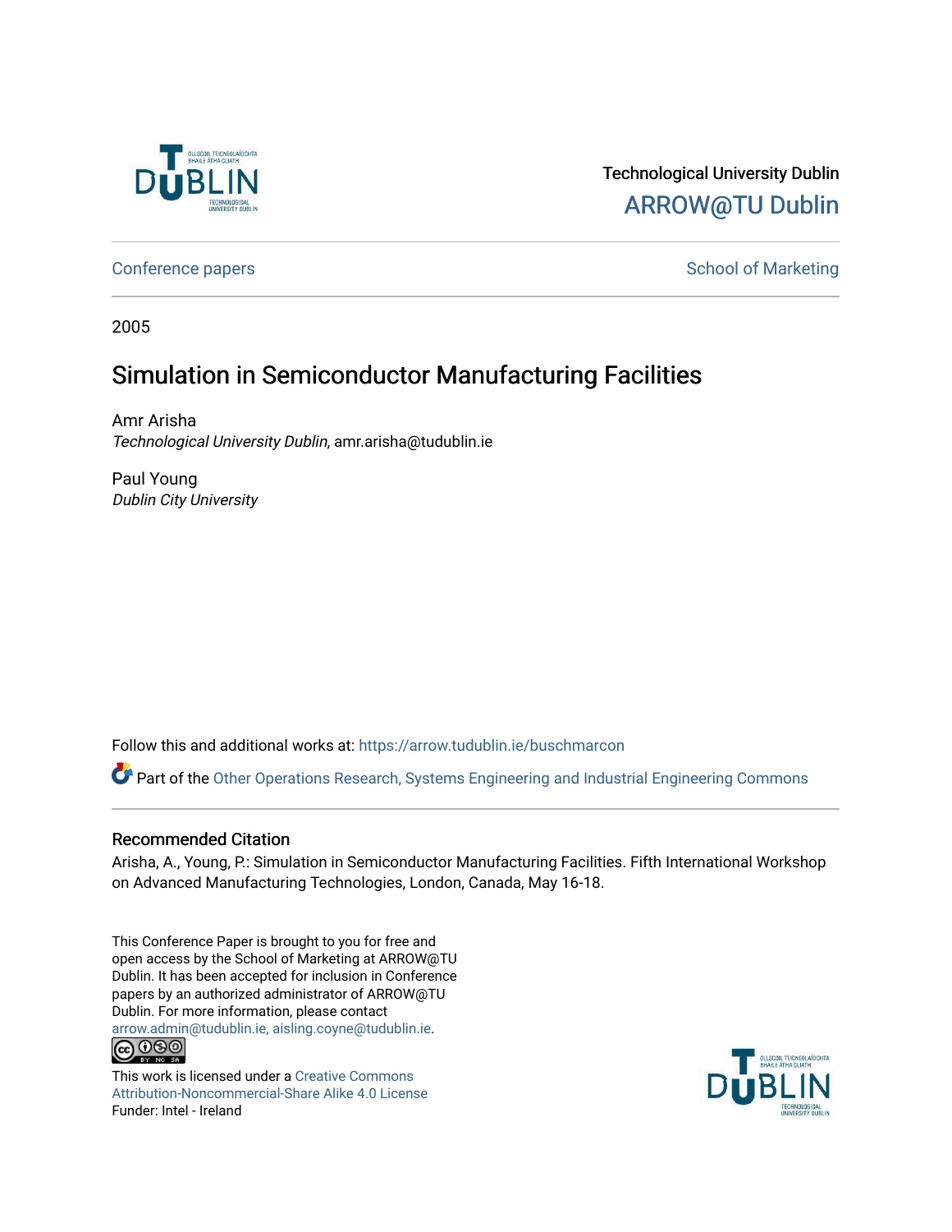Technological University Dublin

ARROW@TU Dublin

Conference papers | School of Marketing

2005

# Simulation in Semiconductor Manufacturing Facilities

Amr Arisha
*Technological University Dublin*, amr.arisha@tudublin.ie

Paul Young
*Dublin City University*

Follow this and additional works at: https://arrow.tudublin.ie/buschmarcon

Part of the Other Operations Research, Systems Engineering and Industrial Engineering Commons

## Recommended Citation

Arisha, A., Young, P.: Simulation in Semiconductor Manufacturing Facilities. Fifth International Workshop on Advanced Manufacturing Technologies, London, Canada, May 16-18.

This Conference Paper is brought to you for free and open access by the School of Marketing at ARROW@TU Dublin. It has been accepted for inclusion in Conference papers by an authorized administrator of ARROW@TU Dublin. For more information, please contact arrow.admin@tudublin.ie, aisling.coyne@tudublin.ie.

This work is licensed under a Creative Commons Attribution-Noncommercial-Share Alike 4.0 License

Funder: Intel - Ireland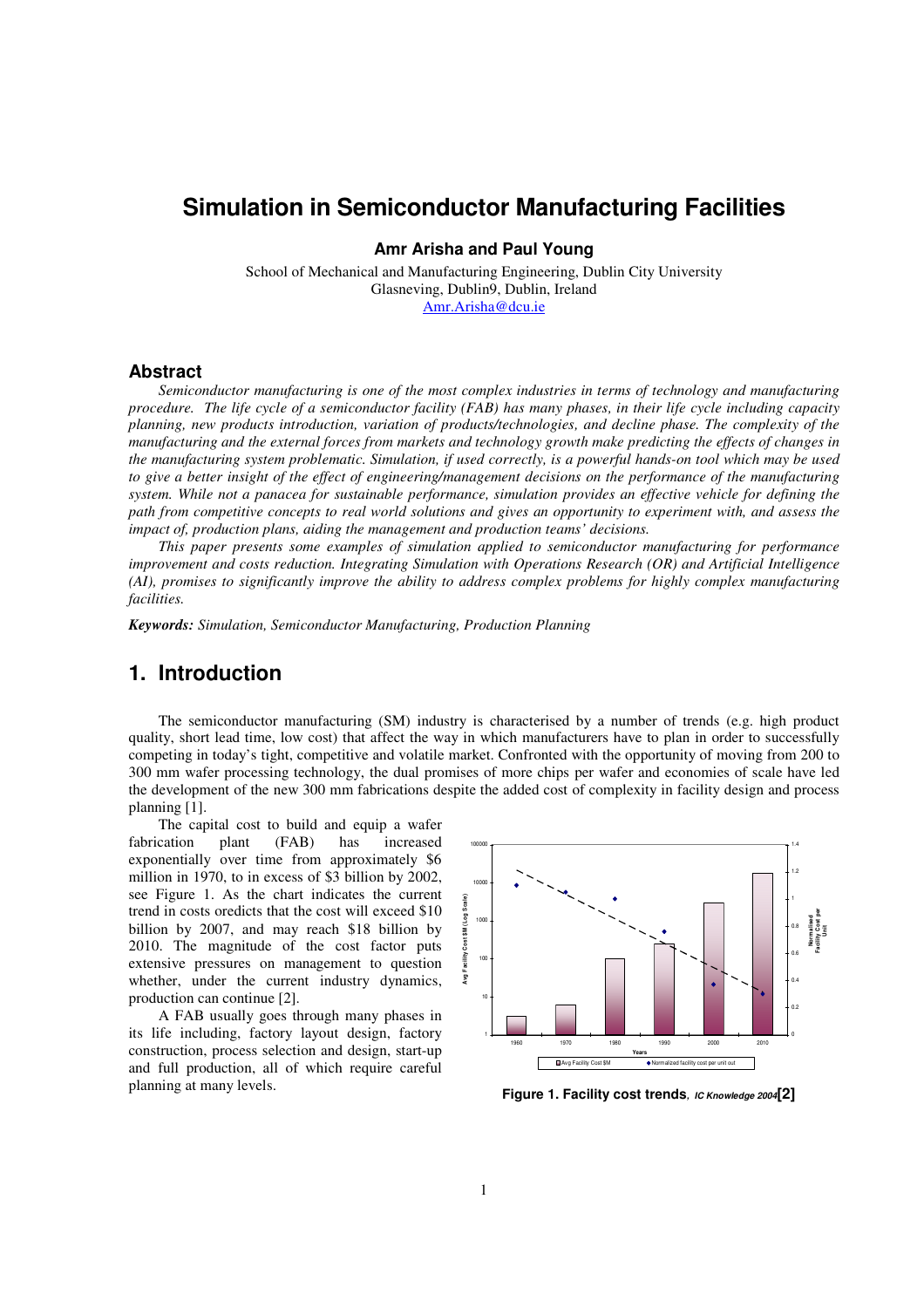# Simulation in Semiconductor Manufacturing Facilities

**Amr Arisha and Paul Young**

School of Mechanical and Manufacturing Engineering, Dublin City University
Glasneving, Dublin9, Dublin, Ireland
Amr.Arisha@dcu.ie

## Abstract

*Semiconductor manufacturing is one of the most complex industries in terms of technology and manufacturing procedure. The life cycle of a semiconductor facility (FAB) has many phases, in their life cycle including capacity planning, new products introduction, variation of products/technologies, and decline phase. The complexity of the manufacturing and the external forces from markets and technology growth make predicting the effects of changes in the manufacturing system problematic. Simulation, if used correctly, is a powerful hands-on tool which may be used to give a better insight of the effect of engineering/management decisions on the performance of the manufacturing system. While not a panacea for sustainable performance, simulation provides an effective vehicle for defining the path from competitive concepts to real world solutions and gives an opportunity to experiment with, and assess the impact of, production plans, aiding the management and production teams' decisions.*

*This paper presents some examples of simulation applied to semiconductor manufacturing for performance improvement and costs reduction. Integrating Simulation with Operations Research (OR) and Artificial Intelligence (AI), promises to significantly improve the ability to address complex problems for highly complex manufacturing facilities.*

***Keywords:*** *Simulation, Semiconductor Manufacturing, Production Planning*

## 1. Introduction

The semiconductor manufacturing (SM) industry is characterised by a number of trends (e.g. high product quality, short lead time, low cost) that affect the way in which manufacturers have to plan in order to successfully competing in today's tight, competitive and volatile market. Confronted with the opportunity of moving from 200 to 300 mm wafer processing technology, the dual promises of more chips per wafer and economies of scale have led the development of the new 300 mm fabrications despite the added cost of complexity in facility design and process planning [1].

The capital cost to build and equip a wafer fabrication plant (FAB) has increased exponentially over time from approximately \$6 million in 1970, to in excess of \$3 billion by 2002, see Figure 1. As the chart indicates the current trend in costs oredicts that the cost will exceed \$10 billion by 2007, and may reach \$18 billion by 2010. The magnitude of the cost factor puts extensive pressures on management to question whether, under the current industry dynamics, production can continue [2].

A FAB usually goes through many phases in its life including, factory layout design, factory construction, process selection and design, start-up and full production, all of which require careful planning at many levels.

**Figure 1. Facility cost trends**, ***IC Knowledge 2004*****[2]**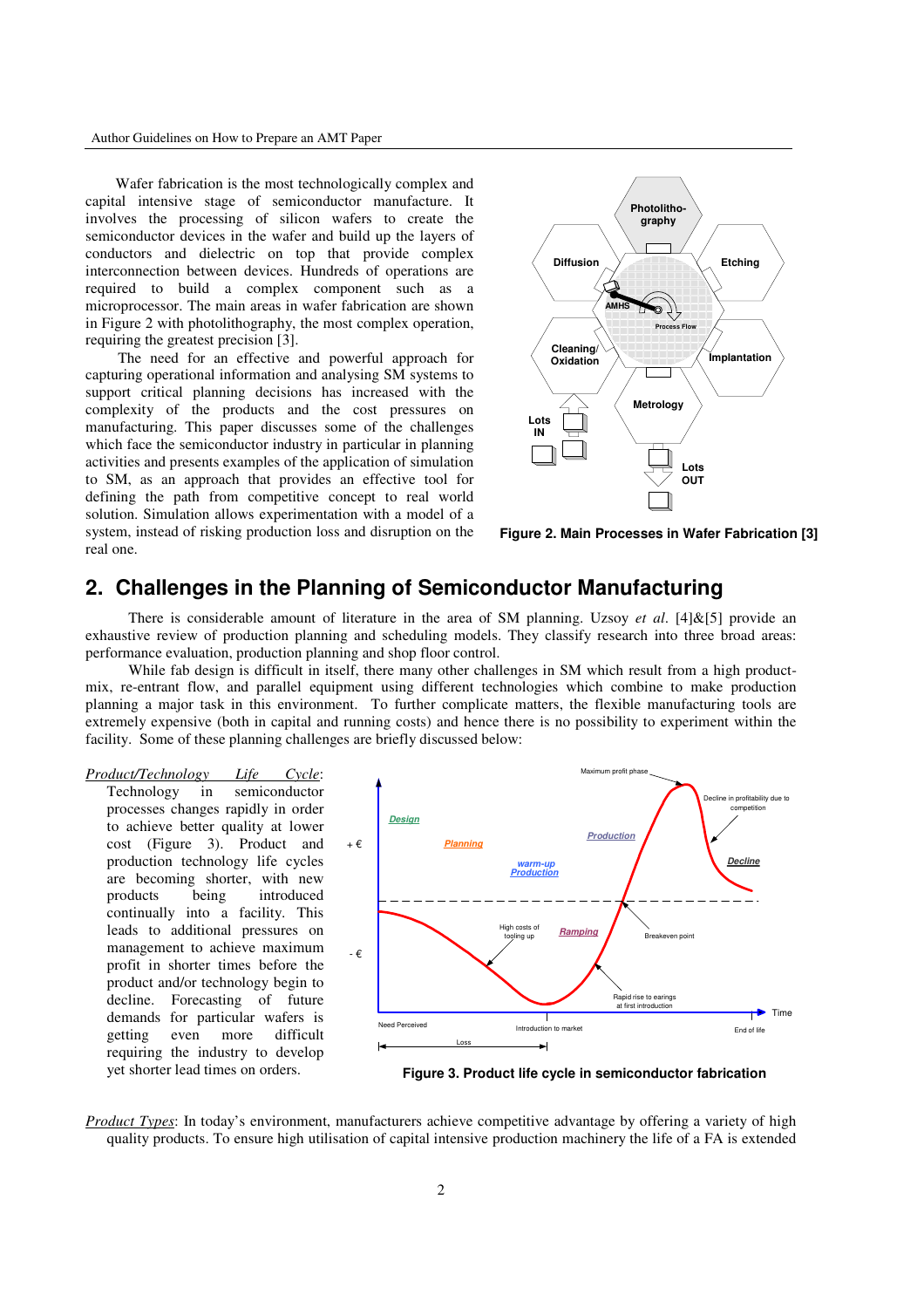Wafer fabrication is the most technologically complex and capital intensive stage of semiconductor manufacture. It involves the processing of silicon wafers to create the semiconductor devices in the wafer and build up the layers of conductors and dielectric on top that provide complex interconnection between devices. Hundreds of operations are required to build a complex component such as a microprocessor. The main areas in wafer fabrication are shown in Figure 2 with photolithography, the most complex operation, requiring the greatest precision [3].

The need for an effective and powerful approach for capturing operational information and analysing SM systems to support critical planning decisions has increased with the complexity of the products and the cost pressures on manufacturing. This paper discusses some of the challenges which face the semiconductor industry in particular in planning activities and presents examples of the application of simulation to SM, as an approach that provides an effective tool for defining the path from competitive concept to real world solution. Simulation allows experimentation with a model of a system, instead of risking production loss and disruption on the real one.

**Figure 2. Main Processes in Wafer Fabrication [3]**

## 2. Challenges in the Planning of Semiconductor Manufacturing

There is considerable amount of literature in the area of SM planning. Uzsoy *et al*. [4]&[5] provide an exhaustive review of production planning and scheduling models. They classify research into three broad areas: performance evaluation, production planning and shop floor control.

While fab design is difficult in itself, there many other challenges in SM which result from a high product-mix, re-entrant flow, and parallel equipment using different technologies which combine to make production planning a major task in this environment. To further complicate matters, the flexible manufacturing tools are extremely expensive (both in capital and running costs) and hence there is no possibility to experiment within the facility. Some of these planning challenges are briefly discussed below:

*Product/Technology Life Cycle*: Technology in semiconductor processes changes rapidly in order to achieve better quality at lower cost (Figure 3). Product and production technology life cycles are becoming shorter, with new products being introduced continually into a facility. This leads to additional pressures on management to achieve maximum profit in shorter times before the product and/or technology begin to decline. Forecasting of future demands for particular wafers is getting even more difficult requiring the industry to develop yet shorter lead times on orders.

**Figure 3. Product life cycle in semiconductor fabrication**

*Product Types*: In today's environment, manufacturers achieve competitive advantage by offering a variety of high quality products. To ensure high utilisation of capital intensive production machinery the life of a FA is extended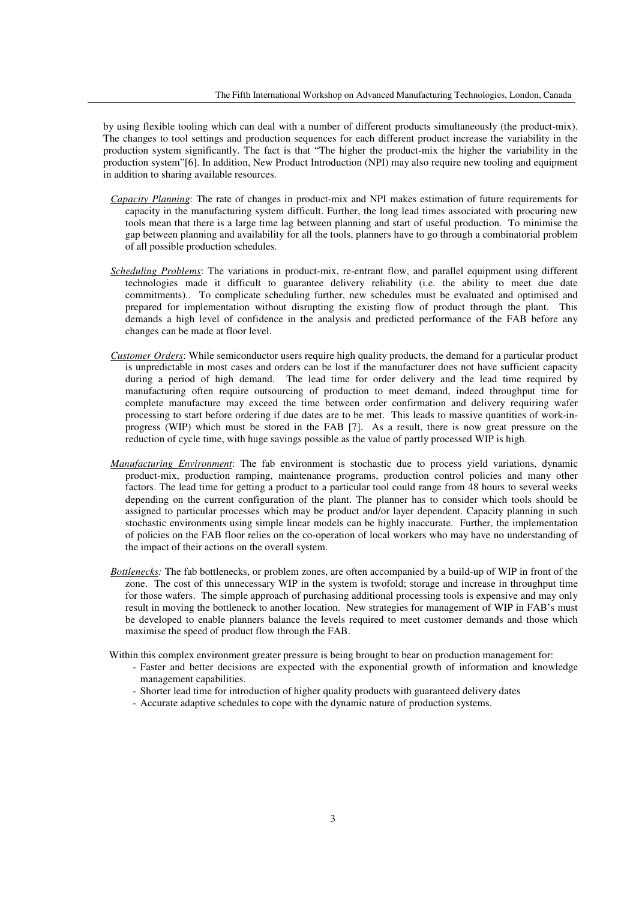by using flexible tooling which can deal with a number of different products simultaneously (the product-mix). The changes to tool settings and production sequences for each different product increase the variability in the production system significantly. The fact is that "The higher the product-mix the higher the variability in the production system"[6]. In addition, New Product Introduction (NPI) may also require new tooling and equipment in addition to sharing available resources.

*Capacity Planning*: The rate of changes in product-mix and NPI makes estimation of future requirements for capacity in the manufacturing system difficult. Further, the long lead times associated with procuring new tools mean that there is a large time lag between planning and start of useful production. To minimise the gap between planning and availability for all the tools, planners have to go through a combinatorial problem of all possible production schedules.

*Scheduling Problems*: The variations in product-mix, re-entrant flow, and parallel equipment using different technologies made it difficult to guarantee delivery reliability (i.e. the ability to meet due date commitments).. To complicate scheduling further, new schedules must be evaluated and optimised and prepared for implementation without disrupting the existing flow of product through the plant. This demands a high level of confidence in the analysis and predicted performance of the FAB before any changes can be made at floor level.

*Customer Orders*: While semiconductor users require high quality products, the demand for a particular product is unpredictable in most cases and orders can be lost if the manufacturer does not have sufficient capacity during a period of high demand. The lead time for order delivery and the lead time required by manufacturing often require outsourcing of production to meet demand, indeed throughput time for complete manufacture may exceed the time between order confirmation and delivery requiring wafer processing to start before ordering if due dates are to be met. This leads to massive quantities of work-in-progress (WIP) which must be stored in the FAB [7]. As a result, there is now great pressure on the reduction of cycle time, with huge savings possible as the value of partly processed WIP is high.

*Manufacturing Environment*: The fab environment is stochastic due to process yield variations, dynamic product-mix, production ramping, maintenance programs, production control policies and many other factors. The lead time for getting a product to a particular tool could range from 48 hours to several weeks depending on the current configuration of the plant. The planner has to consider which tools should be assigned to particular processes which may be product and/or layer dependent. Capacity planning in such stochastic environments using simple linear models can be highly inaccurate. Further, the implementation of policies on the FAB floor relies on the co-operation of local workers who may have no understanding of the impact of their actions on the overall system.

*Bottlenecks:* The fab bottlenecks, or problem zones, are often accompanied by a build-up of WIP in front of the zone. The cost of this unnecessary WIP in the system is twofold; storage and increase in throughput time for those wafers. The simple approach of purchasing additional processing tools is expensive and may only result in moving the bottleneck to another location. New strategies for management of WIP in FAB's must be developed to enable planners balance the levels required to meet customer demands and those which maximise the speed of product flow through the FAB.

Within this complex environment greater pressure is being brought to bear on production management for:

- Faster and better decisions are expected with the exponential growth of information and knowledge management capabilities.
- Shorter lead time for introduction of higher quality products with guaranteed delivery dates
- Accurate adaptive schedules to cope with the dynamic nature of production systems.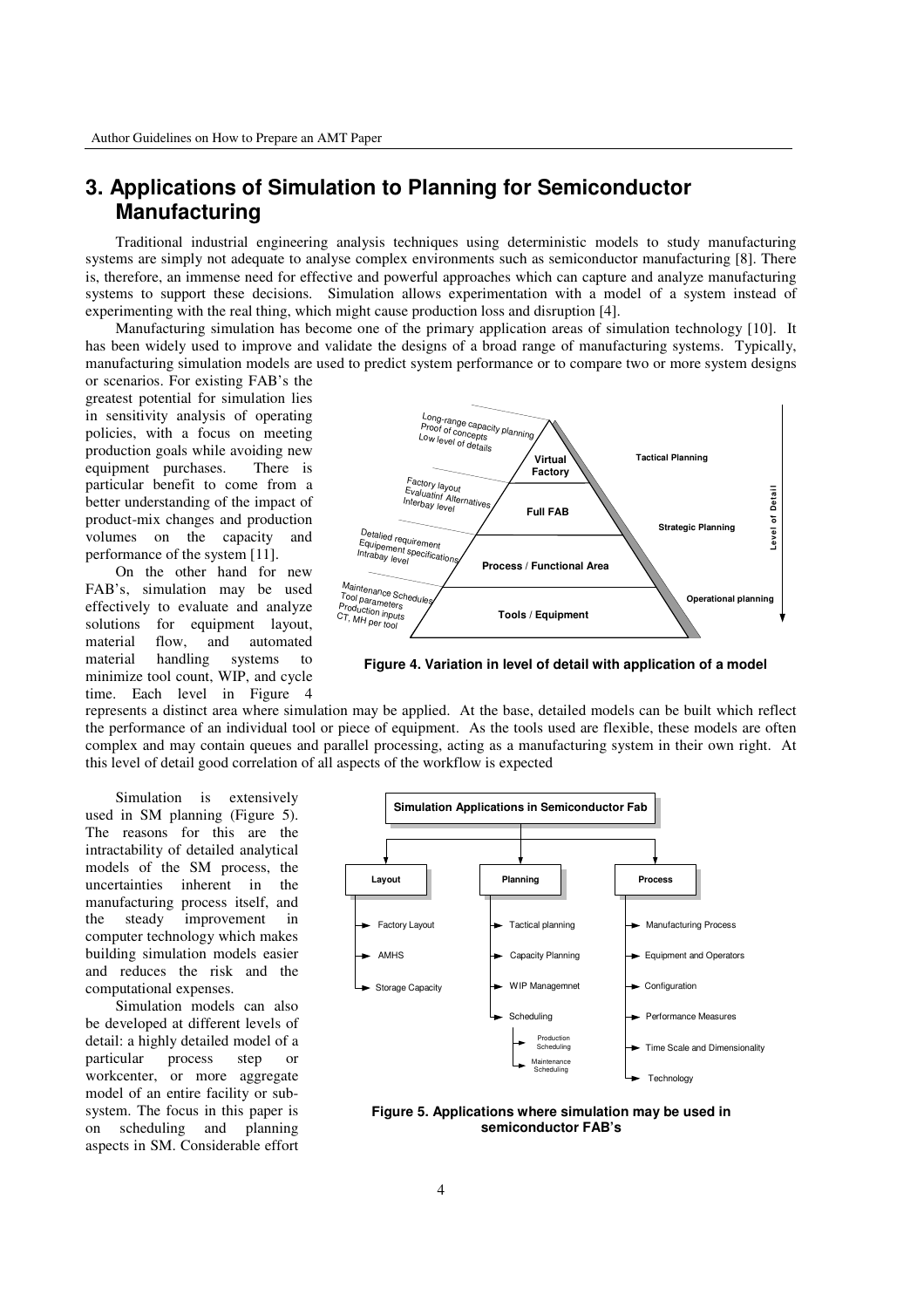## 3. Applications of Simulation to Planning for Semiconductor Manufacturing

Traditional industrial engineering analysis techniques using deterministic models to study manufacturing systems are simply not adequate to analyse complex environments such as semiconductor manufacturing [8]. There is, therefore, an immense need for effective and powerful approaches which can capture and analyze manufacturing systems to support these decisions. Simulation allows experimentation with a model of a system instead of experimenting with the real thing, which might cause production loss and disruption [4].

Manufacturing simulation has become one of the primary application areas of simulation technology [10]. It has been widely used to improve and validate the designs of a broad range of manufacturing systems. Typically, manufacturing simulation models are used to predict system performance or to compare two or more system designs or scenarios. For existing FAB's the greatest potential for simulation lies in sensitivity analysis of operating policies, with a focus on meeting production goals while avoiding new equipment purchases. There is particular benefit to come from a better understanding of the impact of product-mix changes and production volumes on the capacity and performance of the system [11].

On the other hand for new FAB's, simulation may be used effectively to evaluate and analyze solutions for equipment layout, material flow, and automated material handling systems to minimize tool count, WIP, and cycle time. Each level in Figure 4 represents a distinct area where simulation may be applied. At the base, detailed models can be built which reflect the performance of an individual tool or piece of equipment. As the tools used are flexible, these models are often complex and may contain queues and parallel processing, acting as a manufacturing system in their own right. At this level of detail good correlation of all aspects of the workflow is expected

**Figure 4. Variation in level of detail with application of a model**

Simulation is extensively used in SM planning (Figure 5). The reasons for this are the intractability of detailed analytical models of the SM process, the uncertainties inherent in the manufacturing process itself, and the steady improvement in computer technology which makes building simulation models easier and reduces the risk and the computational expenses.

Simulation models can also be developed at different levels of detail: a highly detailed model of a particular process step or workcenter, or more aggregate model of an entire facility or sub-system. The focus in this paper is on scheduling and planning aspects in SM. Considerable effort

**Figure 5. Applications where simulation may be used in semiconductor FAB's**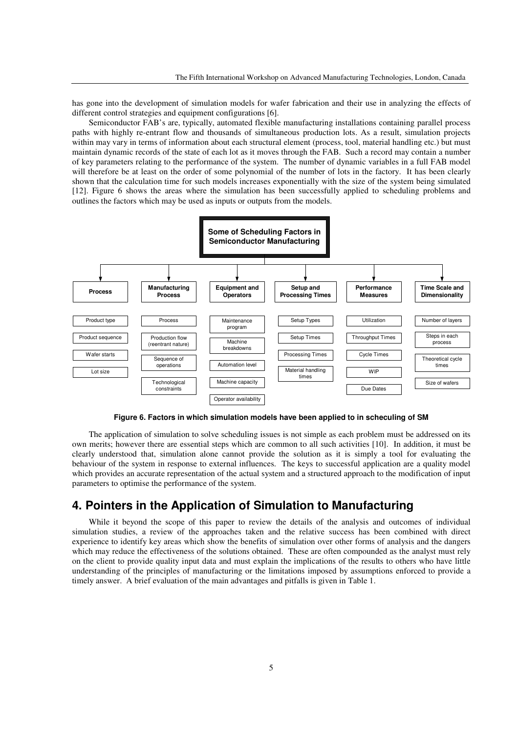has gone into the development of simulation models for wafer fabrication and their use in analyzing the effects of different control strategies and equipment configurations [6].

Semiconductor FAB's are, typically, automated flexible manufacturing installations containing parallel process paths with highly re-entrant flow and thousands of simultaneous production lots. As a result, simulation projects within may vary in terms of information about each structural element (process, tool, material handling etc.) but must maintain dynamic records of the state of each lot as it moves through the FAB. Such a record may contain a number of key parameters relating to the performance of the system. The number of dynamic variables in a full FAB model will therefore be at least on the order of some polynomial of the number of lots in the factory. It has been clearly shown that the calculation time for such models increases exponentially with the size of the system being simulated [12]. Figure 6 shows the areas where the simulation has been successfully applied to scheduling problems and outlines the factors which may be used as inputs or outputs from the models.

**Some of Scheduling Factors in Semiconductor Manufacturing**

| Process | Manufacturing Process | Equipment and Operators | Setup and Processing Times | Performance Measures | Time Scale and Dimensionality |
|---|---|---|---|---|---|
| Product type | Process | Maintenance program | Setup Types | Utilization | Number of layers |
| Product sequence | Production flow (reentrant nature) | Machine breakdowns | Setup Times | Throughput Times | Steps in each process |
| Wafer starts | Sequence of operations | Automation level | Processing Times | Cycle Times | Theoretical cycle times |
| Lot size | Technological constraints | Machine capacity | Material handling times | WIP | Size of wafers |
| | | Operator availability | | Due Dates | |

**Figure 6. Factors in which simulation models have been applied to in scheculing of SM**

The application of simulation to solve scheduling issues is not simple as each problem must be addressed on its own merits; however there are essential steps which are common to all such activities [10]. In addition, it must be clearly understood that, simulation alone cannot provide the solution as it is simply a tool for evaluating the behaviour of the system in response to external influences. The keys to successful application are a quality model which provides an accurate representation of the actual system and a structured approach to the modification of input parameters to optimise the performance of the system.

## 4. Pointers in the Application of Simulation to Manufacturing

While it beyond the scope of this paper to review the details of the analysis and outcomes of individual simulation studies, a review of the approaches taken and the relative success has been combined with direct experience to identify key areas which show the benefits of simulation over other forms of analysis and the dangers which may reduce the effectiveness of the solutions obtained. These are often compounded as the analyst must rely on the client to provide quality input data and must explain the implications of the results to others who have little understanding of the principles of manufacturing or the limitations imposed by assumptions enforced to provide a timely answer. A brief evaluation of the main advantages and pitfalls is given in Table 1.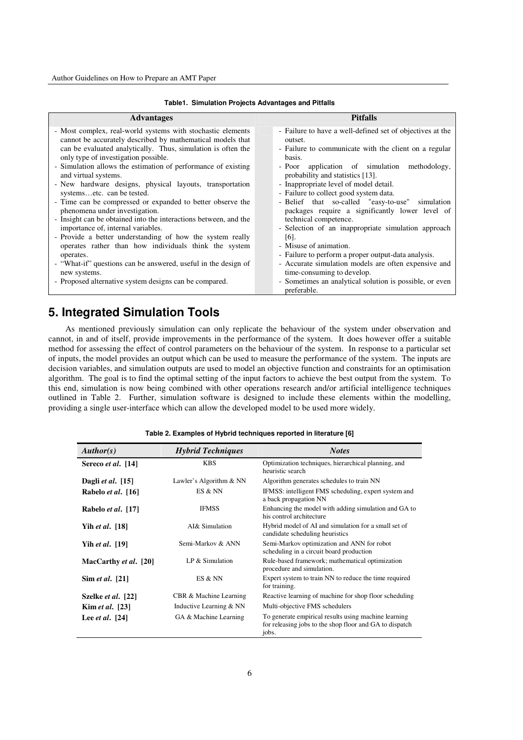**Table1. Simulation Projects Advantages and Pitfalls**

| Advantages | Pitfalls |
|---|---|
| - Most complex, real-world systems with stochastic elements cannot be accurately described by mathematical models that can be evaluated analytically. Thus, simulation is often the only type of investigation possible.<br>- Simulation allows the estimation of performance of existing and virtual systems.<br>- New hardware designs, physical layouts, transportation systems…etc. can be tested.<br>- Time can be compressed or expanded to better observe the phenomena under investigation.<br>- Insight can be obtained into the interactions between, and the importance of, internal variables.<br>- Provide a better understanding of how the system really operates rather than how individuals think the system operates.<br>- "What-if" questions can be answered, useful in the design of new systems.<br>- Proposed alternative system designs can be compared. | - Failure to have a well-defined set of objectives at the outset.<br>- Failure to communicate with the client on a regular basis.<br>- Poor application of simulation methodology, probability and statistics [13].<br>- Inappropriate level of model detail.<br>- Failure to collect good system data.<br>- Belief that so-called "easy-to-use" simulation packages require a significantly lower level of technical competence.<br>- Selection of an inappropriate simulation approach [6].<br>- Misuse of animation.<br>- Failure to perform a proper output-data analysis.<br>- Accurate simulation models are often expensive and time-consuming to develop.<br>- Sometimes an analytical solution is possible, or even preferable. |

## 5. Integrated Simulation Tools

As mentioned previously simulation can only replicate the behaviour of the system under observation and cannot, in and of itself, provide improvements in the performance of the system. It does however offer a suitable method for assessing the effect of control parameters on the behaviour of the system. In response to a particular set of inputs, the model provides an output which can be used to measure the performance of the system. The inputs are decision variables, and simulation outputs are used to model an objective function and constraints for an optimisation algorithm. The goal is to find the optimal setting of the input factors to achieve the best output from the system. To this end, simulation is now being combined with other operations research and/or artificial intelligence techniques outlined in Table 2. Further, simulation software is designed to include these elements within the modelling, providing a single user-interface which can allow the developed model to be used more widely.

**Table 2. Examples of Hybrid techniques reported in literature [6]**

| *Author(s)* | *Hybrid Techniques* | *Notes* |
|---|---|---|
| **Sereco *et al*. [14]** | KBS | Optimization techniques, hierarchical planning, and heuristic search |
| **Dagli *et al*. [15]** | Lawler's Algorithm & NN | Algorithm generates schedules to train NN |
| **Rabelo *et al*. [16]** | ES & NN | IFMSS: intelligent FMS scheduling, expert system and a back propagation NN |
| **Rabelo *et al*. [17]** | IFMSS | Enhancing the model with adding simulation and GA to his control architecture |
| **Yih *et al*. [18]** | AI& Simulation | Hybrid model of AI and simulation for a small set of candidate scheduling heuristics |
| **Yih *et al*. [19]** | Semi-Markov & ANN | Semi-Markov optimization and ANN for robot scheduling in a circuit board production |
| **MacCarthy *et al*. [20]** | LP & Simulation | Rule-based framework; mathematical optimization procedure and simulation. |
| **Sim *et al*. [21]** | ES & NN | Expert system to train NN to reduce the time required for training. |
| **Szelke *et al*. [22]** | CBR & Machine Learning | Reactive learning of machine for shop floor scheduling |
| **Kim *et al*. [23]** | Inductive Learning & NN | Multi-objective FMS schedulers |
| **Lee *et al*. [24]** | GA & Machine Learning | To generate empirical results using machine learning for releasing jobs to the shop floor and GA to dispatch jobs. |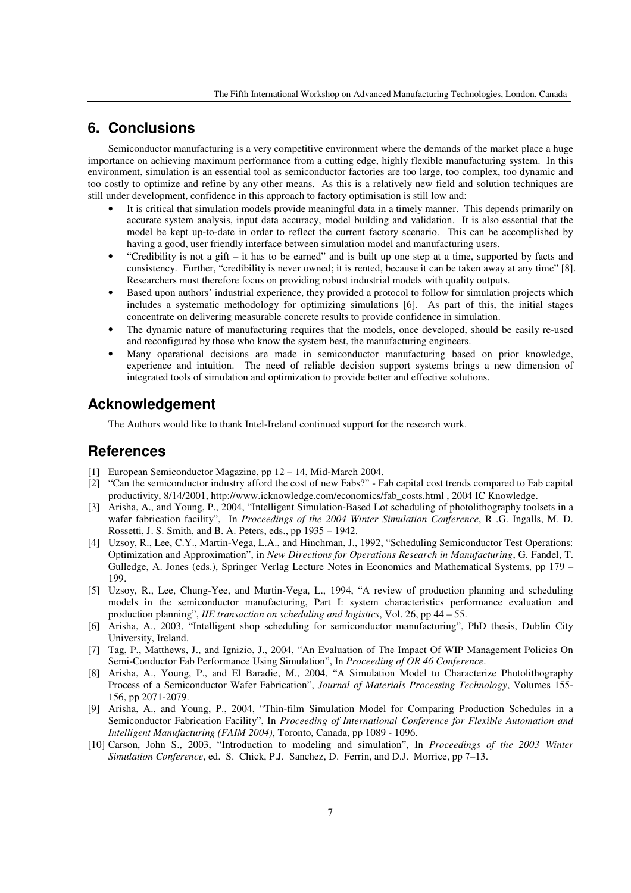## 6. Conclusions

Semiconductor manufacturing is a very competitive environment where the demands of the market place a huge importance on achieving maximum performance from a cutting edge, highly flexible manufacturing system. In this environment, simulation is an essential tool as semiconductor factories are too large, too complex, too dynamic and too costly to optimize and refine by any other means. As this is a relatively new field and solution techniques are still under development, confidence in this approach to factory optimisation is still low and:

- It is critical that simulation models provide meaningful data in a timely manner. This depends primarily on accurate system analysis, input data accuracy, model building and validation. It is also essential that the model be kept up-to-date in order to reflect the current factory scenario. This can be accomplished by having a good, user friendly interface between simulation model and manufacturing users.
- "Credibility is not a gift – it has to be earned" and is built up one step at a time, supported by facts and consistency. Further, "credibility is never owned; it is rented, because it can be taken away at any time" [8]. Researchers must therefore focus on providing robust industrial models with quality outputs.
- Based upon authors' industrial experience, they provided a protocol to follow for simulation projects which includes a systematic methodology for optimizing simulations [6]. As part of this, the initial stages concentrate on delivering measurable concrete results to provide confidence in simulation.
- The dynamic nature of manufacturing requires that the models, once developed, should be easily re-used and reconfigured by those who know the system best, the manufacturing engineers.
- Many operational decisions are made in semiconductor manufacturing based on prior knowledge, experience and intuition. The need of reliable decision support systems brings a new dimension of integrated tools of simulation and optimization to provide better and effective solutions.

## Acknowledgement

The Authors would like to thank Intel-Ireland continued support for the research work.

## References

[1] European Semiconductor Magazine, pp 12 – 14, Mid-March 2004.

[2] "Can the semiconductor industry afford the cost of new Fabs?" - Fab capital cost trends compared to Fab capital productivity, 8/14/2001, http://www.icknowledge.com/economics/fab_costs.html , 2004 IC Knowledge.

[3] Arisha, A., and Young, P., 2004, "Intelligent Simulation-Based Lot scheduling of photolithography toolsets in a wafer fabrication facility", In *Proceedings of the 2004 Winter Simulation Conference*, R .G. Ingalls, M. D. Rossetti, J. S. Smith, and B. A. Peters, eds., pp 1935 – 1942.

[4] Uzsoy, R., Lee, C.Y., Martin-Vega, L.A., and Hinchman, J., 1992, "Scheduling Semiconductor Test Operations: Optimization and Approximation", in *New Directions for Operations Research in Manufacturing*, G. Fandel, T. Gulledge, A. Jones (eds.), Springer Verlag Lecture Notes in Economics and Mathematical Systems, pp 179 – 199.

[5] Uzsoy, R., Lee, Chung-Yee, and Martin-Vega, L., 1994, "A review of production planning and scheduling models in the semiconductor manufacturing, Part I: system characteristics performance evaluation and production planning", *IIE transaction on scheduling and logistics*, Vol. 26, pp 44 – 55.

[6] Arisha, A., 2003, "Intelligent shop scheduling for semiconductor manufacturing", PhD thesis, Dublin City University, Ireland.

[7] Tag, P., Matthews, J., and Ignizio, J., 2004, "An Evaluation of The Impact Of WIP Management Policies On Semi-Conductor Fab Performance Using Simulation", In *Proceeding of OR 46 Conference*.

[8] Arisha, A., Young, P., and El Baradie, M., 2004, "A Simulation Model to Characterize Photolithography Process of a Semiconductor Wafer Fabrication", *Journal of Materials Processing Technology*, Volumes 155-156, pp 2071-2079.

[9] Arisha, A., and Young, P., 2004, "Thin-film Simulation Model for Comparing Production Schedules in a Semiconductor Fabrication Facility", In *Proceeding of International Conference for Flexible Automation and Intelligent Manufacturing (FAIM 2004)*, Toronto, Canada, pp 1089 - 1096.

[10] Carson, John S., 2003, "Introduction to modeling and simulation", In *Proceedings of the 2003 Winter Simulation Conference*, ed. S. Chick, P.J. Sanchez, D. Ferrin, and D.J. Morrice, pp 7–13.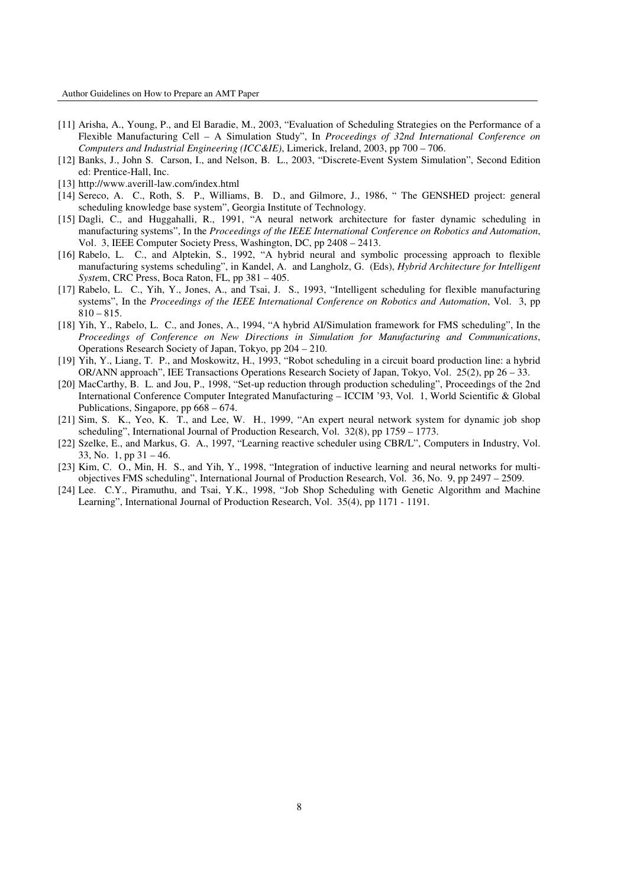[11] Arisha, A., Young, P., and El Baradie, M., 2003, "Evaluation of Scheduling Strategies on the Performance of a Flexible Manufacturing Cell – A Simulation Study", In *Proceedings of 32nd International Conference on Computers and Industrial Engineering (ICC&IE)*, Limerick, Ireland, 2003, pp 700 – 706.

[12] Banks, J., John S. Carson, I., and Nelson, B. L., 2003, "Discrete-Event System Simulation", Second Edition ed: Prentice-Hall, Inc.

[13] http://www.averill-law.com/index.html

[14] Sereco, A. C., Roth, S. P., Williams, B. D., and Gilmore, J., 1986, " The GENSHED project: general scheduling knowledge base system", Georgia Institute of Technology.

[15] Dagli, C., and Huggahalli, R., 1991, "A neural network architecture for faster dynamic scheduling in manufacturing systems", In the *Proceedings of the IEEE International Conference on Robotics and Automation*, Vol. 3, IEEE Computer Society Press, Washington, DC, pp 2408 – 2413.

[16] Rabelo, L. C., and Alptekin, S., 1992, "A hybrid neural and symbolic processing approach to flexible manufacturing systems scheduling", in Kandel, A. and Langholz, G. (Eds), *Hybrid Architecture for Intelligent System*, CRC Press, Boca Raton, FL, pp 381 – 405.

[17] Rabelo, L. C., Yih, Y., Jones, A., and Tsai, J. S., 1993, "Intelligent scheduling for flexible manufacturing systems", In the *Proceedings of the IEEE International Conference on Robotics and Automation*, Vol. 3, pp 810 – 815.

[18] Yih, Y., Rabelo, L. C., and Jones, A., 1994, "A hybrid AI/Simulation framework for FMS scheduling", In the *Proceedings of Conference on New Directions in Simulation for Manufacturing and Communications*, Operations Research Society of Japan, Tokyo, pp 204 – 210.

[19] Yih, Y., Liang, T. P., and Moskowitz, H., 1993, "Robot scheduling in a circuit board production line: a hybrid OR/ANN approach", IEE Transactions Operations Research Society of Japan, Tokyo, Vol. 25(2), pp 26 – 33.

[20] MacCarthy, B. L. and Jou, P., 1998, "Set-up reduction through production scheduling", Proceedings of the 2nd International Conference Computer Integrated Manufacturing – ICCIM '93, Vol. 1, World Scientific & Global Publications, Singapore, pp 668 – 674.

[21] Sim, S. K., Yeo, K. T., and Lee, W. H., 1999, "An expert neural network system for dynamic job shop scheduling", International Journal of Production Research, Vol. 32(8), pp 1759 – 1773.

[22] Szelke, E., and Markus, G. A., 1997, "Learning reactive scheduler using CBR/L", Computers in Industry, Vol. 33, No. 1, pp 31 – 46.

[23] Kim, C. O., Min, H. S., and Yih, Y., 1998, "Integration of inductive learning and neural networks for multi-objectives FMS scheduling", International Journal of Production Research, Vol. 36, No. 9, pp 2497 – 2509.

[24] Lee. C.Y., Piramuthu, and Tsai, Y.K., 1998, "Job Shop Scheduling with Genetic Algorithm and Machine Learning", International Journal of Production Research, Vol. 35(4), pp 1171 - 1191.